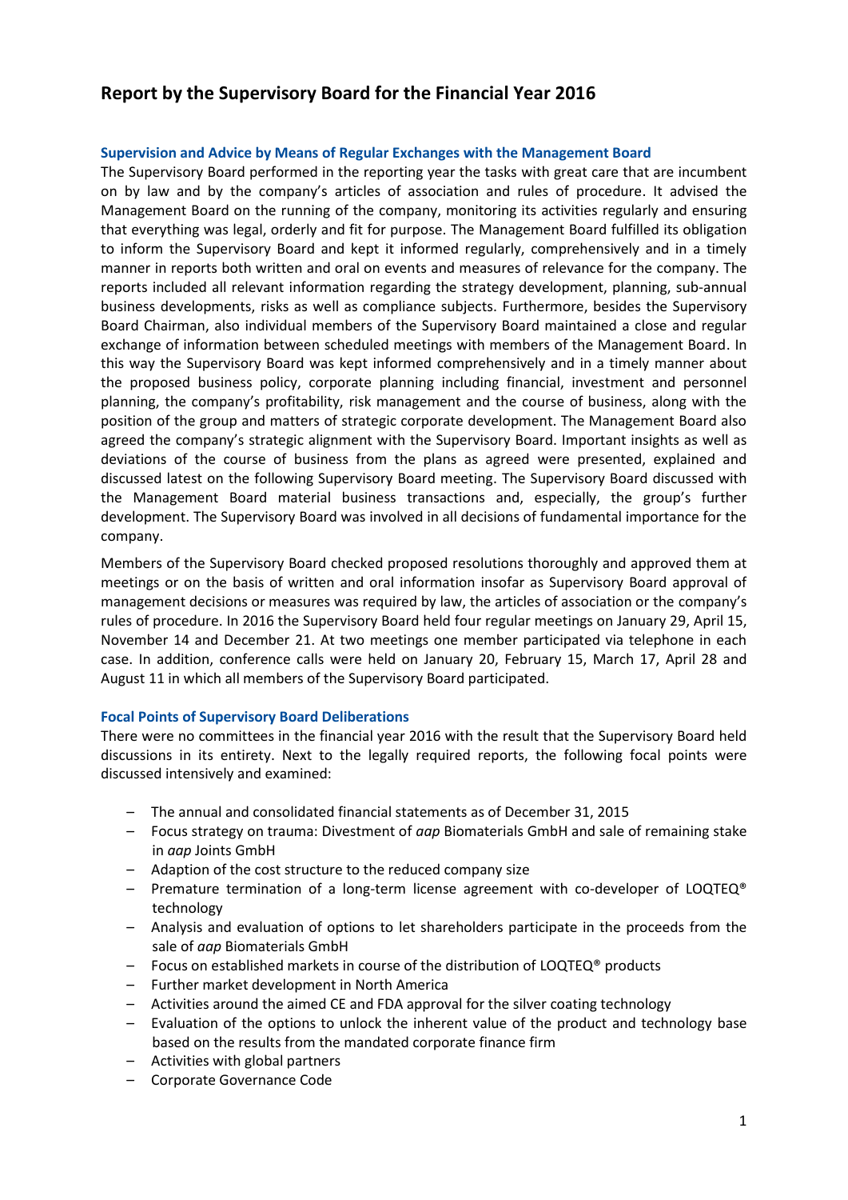# Report by the Supervisory Board for the Financial Year 2016

## Supervision and Advice by Means of Regular Exchanges with the Management Board

The Supervisory Board performed in the reporting year the tasks with great care that are incumbent on by law and by the company's articles of association and rules of procedure. It advised the Management Board on the running of the company, monitoring its activities regularly and ensuring that everything was legal, orderly and fit for purpose. The Management Board fulfilled its obligation to inform the Supervisory Board and kept it informed regularly, comprehensively and in a timely manner in reports both written and oral on events and measures of relevance for the company. The reports included all relevant information regarding the strategy development, planning, sub-annual business developments, risks as well as compliance subjects. Furthermore, besides the Supervisory Board Chairman, also individual members of the Supervisory Board maintained a close and regular exchange of information between scheduled meetings with members of the Management Board. In this way the Supervisory Board was kept informed comprehensively and in a timely manner about the proposed business policy, corporate planning including financial, investment and personnel planning, the company's profitability, risk management and the course of business, along with the position of the group and matters of strategic corporate development. The Management Board also agreed the company's strategic alignment with the Supervisory Board. Important insights as well as deviations of the course of business from the plans as agreed were presented, explained and discussed latest on the following Supervisory Board meeting. The Supervisory Board discussed with the Management Board material business transactions and, especially, the group's further development. The Supervisory Board was involved in all decisions of fundamental importance for the company.

Members of the Supervisory Board checked proposed resolutions thoroughly and approved them at meetings or on the basis of written and oral information insofar as Supervisory Board approval of management decisions or measures was required by law, the articles of association or the company's rules of procedure. In 2016 the Supervisory Board held four regular meetings on January 29, April 15, November 14 and December 21. At two meetings one member participated via telephone in each case. In addition, conference calls were held on January 20, February 15, March 17, April 28 and August 11 in which all members of the Supervisory Board participated.

## Focal Points of Supervisory Board Deliberations

There were no committees in the financial year 2016 with the result that the Supervisory Board held discussions in its entirety. Next to the legally required reports, the following focal points were discussed intensively and examined:

- The annual and consolidated financial statements as of December 31, 2015
- Focus strategy on trauma: Divestment of *aap* Biomaterials GmbH and sale of remaining stake in *aap* Joints GmbH
- Adaption of the cost structure to the reduced company size
- Premature termination of a long-term license agreement with co-developer of LOQTEQ® technology
- Analysis and evaluation of options to let shareholders participate in the proceeds from the sale of *aap* Biomaterials GmbH
- Focus on established markets in course of the distribution of LOQTEQ® products
- Further market development in North America
- Activities around the aimed CE and FDA approval for the silver coating technology
- Evaluation of the options to unlock the inherent value of the product and technology base based on the results from the mandated corporate finance firm
- Activities with global partners
- Corporate Governance Code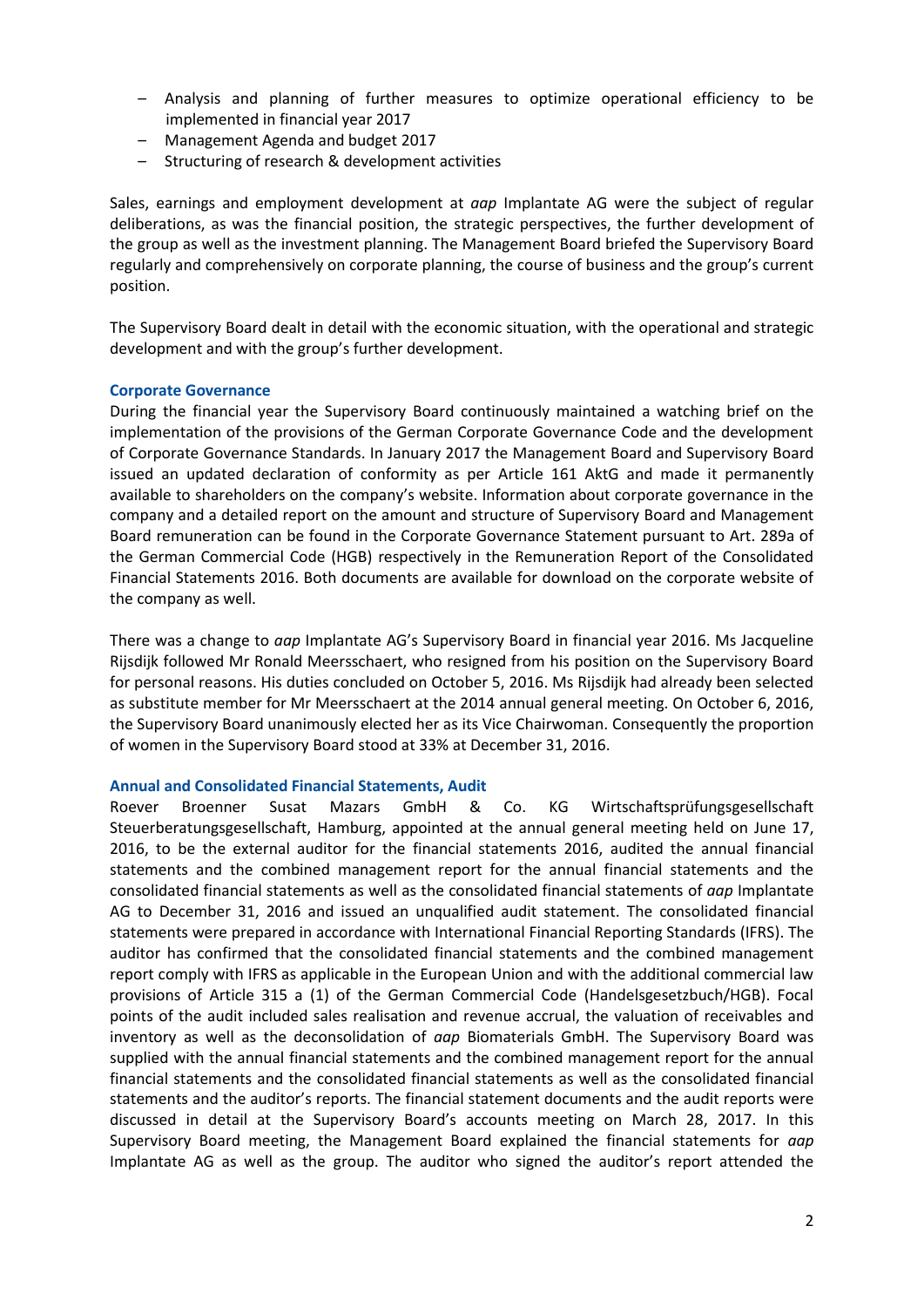- Analysis and planning of further measures to optimize operational efficiency to be implemented in financial year 2017
- Management Agenda and budget 2017
- Structuring of research & development activities

Sales, earnings and employment development at *aap* Implantate AG were the subject of regular deliberations, as was the financial position, the strategic perspectives, the further development of the group as well as the investment planning. The Management Board briefed the Supervisory Board regularly and comprehensively on corporate planning, the course of business and the group's current position.

The Supervisory Board dealt in detail with the economic situation, with the operational and strategic development and with the group's further development.

### Corporate Governance

During the financial year the Supervisory Board continuously maintained a watching brief on the implementation of the provisions of the German Corporate Governance Code and the development of Corporate Governance Standards. In January 2017 the Management Board and Supervisory Board issued an updated declaration of conformity as per Article 161 AktG and made it permanently available to shareholders on the company's website. Information about corporate governance in the company and a detailed report on the amount and structure of Supervisory Board and Management Board remuneration can be found in the Corporate Governance Statement pursuant to Art. 289a of the German Commercial Code (HGB) respectively in the Remuneration Report of the Consolidated Financial Statements 2016. Both documents are available for download on the corporate website of the company as well.

There was a change to *aap* Implantate AG's Supervisory Board in financial year 2016. Ms Jacqueline Rijsdijk followed Mr Ronald Meersschaert, who resigned from his position on the Supervisory Board for personal reasons. His duties concluded on October 5, 2016. Ms Rijsdijk had already been selected as substitute member for Mr Meersschaert at the 2014 annual general meeting. On October 6, 2016, the Supervisory Board unanimously elected her as its Vice Chairwoman. Consequently the proportion of women in the Supervisory Board stood at 33% at December 31, 2016.

### Annual and Consolidated Financial Statements, Audit

Roever Broenner Susat Mazars GmbH & Co. KG Wirtschaftsprüfungsgesellschaft Steuerberatungsgesellschaft, Hamburg, appointed at the annual general meeting held on June 17, 2016, to be the external auditor for the financial statements 2016, audited the annual financial statements and the combined management report for the annual financial statements and the consolidated financial statements as well as the consolidated financial statements of *aap* Implantate AG to December 31, 2016 and issued an unqualified audit statement. The consolidated financial statements were prepared in accordance with International Financial Reporting Standards (IFRS). The auditor has confirmed that the consolidated financial statements and the combined management report comply with IFRS as applicable in the European Union and with the additional commercial law provisions of Article 315 a (1) of the German Commercial Code (Handelsgesetzbuch/HGB). Focal points of the audit included sales realisation and revenue accrual, the valuation of receivables and inventory as well as the deconsolidation of *aap* Biomaterials GmbH. The Supervisory Board was supplied with the annual financial statements and the combined management report for the annual financial statements and the consolidated financial statements as well as the consolidated financial statements and the auditor's reports. The financial statement documents and the audit reports were discussed in detail at the Supervisory Board's accounts meeting on March 28, 2017. In this Supervisory Board meeting, the Management Board explained the financial statements for *aap* Implantate AG as well as the group. The auditor who signed the auditor's report attended the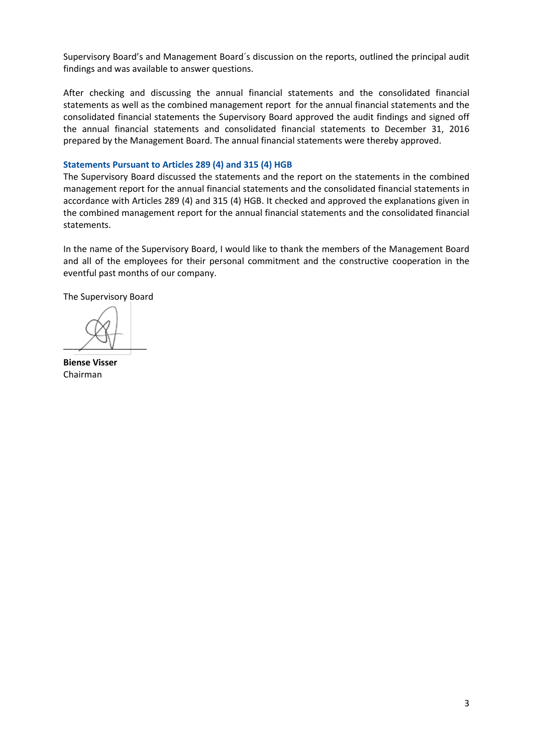Supervisory Board's and Management Board´s discussion on the reports, outlined the principal audit findings and was available to answer questions.

After checking and discussing the annual financial statements and the consolidated financial statements as well as the combined management report for the annual financial statements and the consolidated financial statements the Supervisory Board approved the audit findings and signed off the annual financial statements and consolidated financial statements to December 31, 2016 prepared by the Management Board. The annual financial statements were thereby approved.

### Statements Pursuant to Articles 289 (4) and 315 (4) HGB

The Supervisory Board discussed the statements and the report on the statements in the combined management report for the annual financial statements and the consolidated financial statements in accordance with Articles 289 (4) and 315 (4) HGB. It checked and approved the explanations given in the combined management report for the annual financial statements and the consolidated financial statements.

In the name of the Supervisory Board, I would like to thank the members of the Management Board and all of the employees for their personal commitment and the constructive cooperation in the eventful past months of our company.

The Supervisory Board

__________________

**Biense Visser**
Chairman